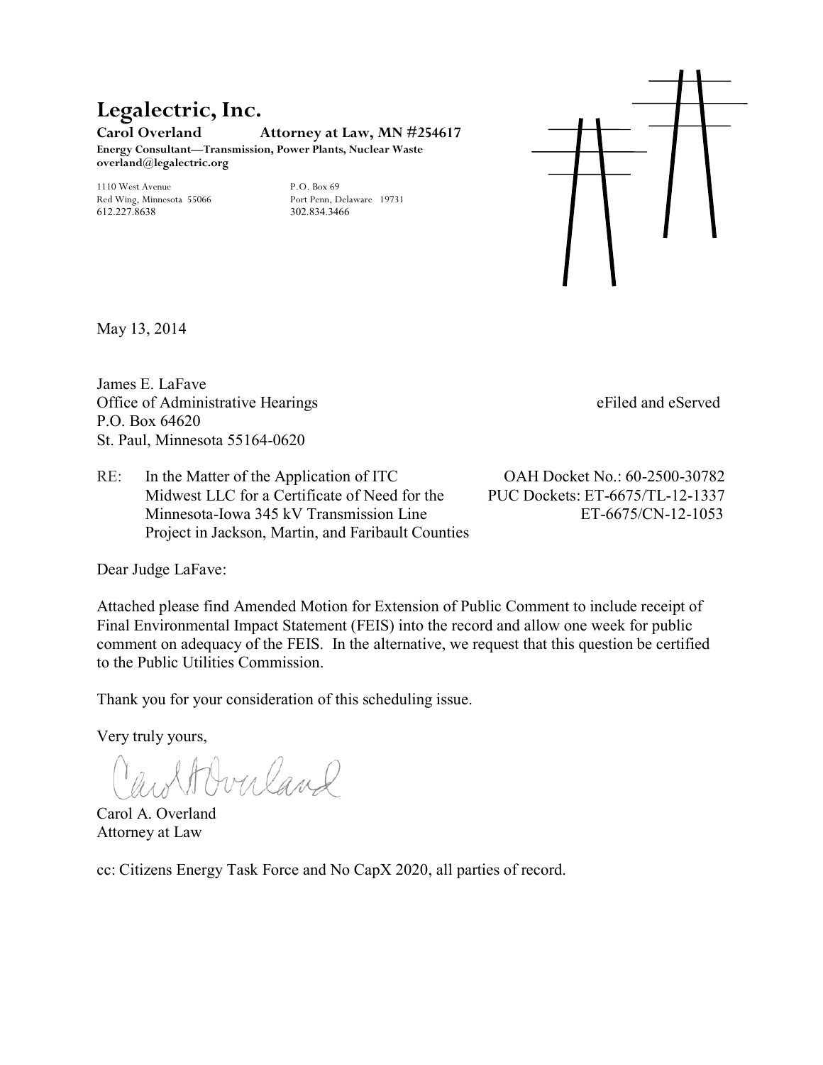# Legalectric, Inc.

**Carol Overland** **Attorney at Law, MN #254617**

**Energy Consultant—Transmission, Power Plants, Nuclear Waste**
**overland@legalectric.org**

1110 West Avenue
Red Wing, Minnesota 55066
612.227.8638

P.O. Box 69
Port Penn, Delaware 19731
302.834.3466

May 13, 2014

James E. LaFave
Office of Administrative Hearings
P.O. Box 64620
St. Paul, Minnesota 55164-0620

eFiled and eServed

RE: In the Matter of the Application of ITC Midwest LLC for a Certificate of Need for the Minnesota-Iowa 345 kV Transmission Line Project in Jackson, Martin, and Faribault Counties

OAH Docket No.: 60-2500-30782
PUC Dockets: ET-6675/TL-12-1337
ET-6675/CN-12-1053

Dear Judge LaFave:

Attached please find Amended Motion for Extension of Public Comment to include receipt of Final Environmental Impact Statement (FEIS) into the record and allow one week for public comment on adequacy of the FEIS. In the alternative, we request that this question be certified to the Public Utilities Commission.

Thank you for your consideration of this scheduling issue.

Very truly yours,

Carol A. Overland
Attorney at Law

cc: Citizens Energy Task Force and No CapX 2020, all parties of record.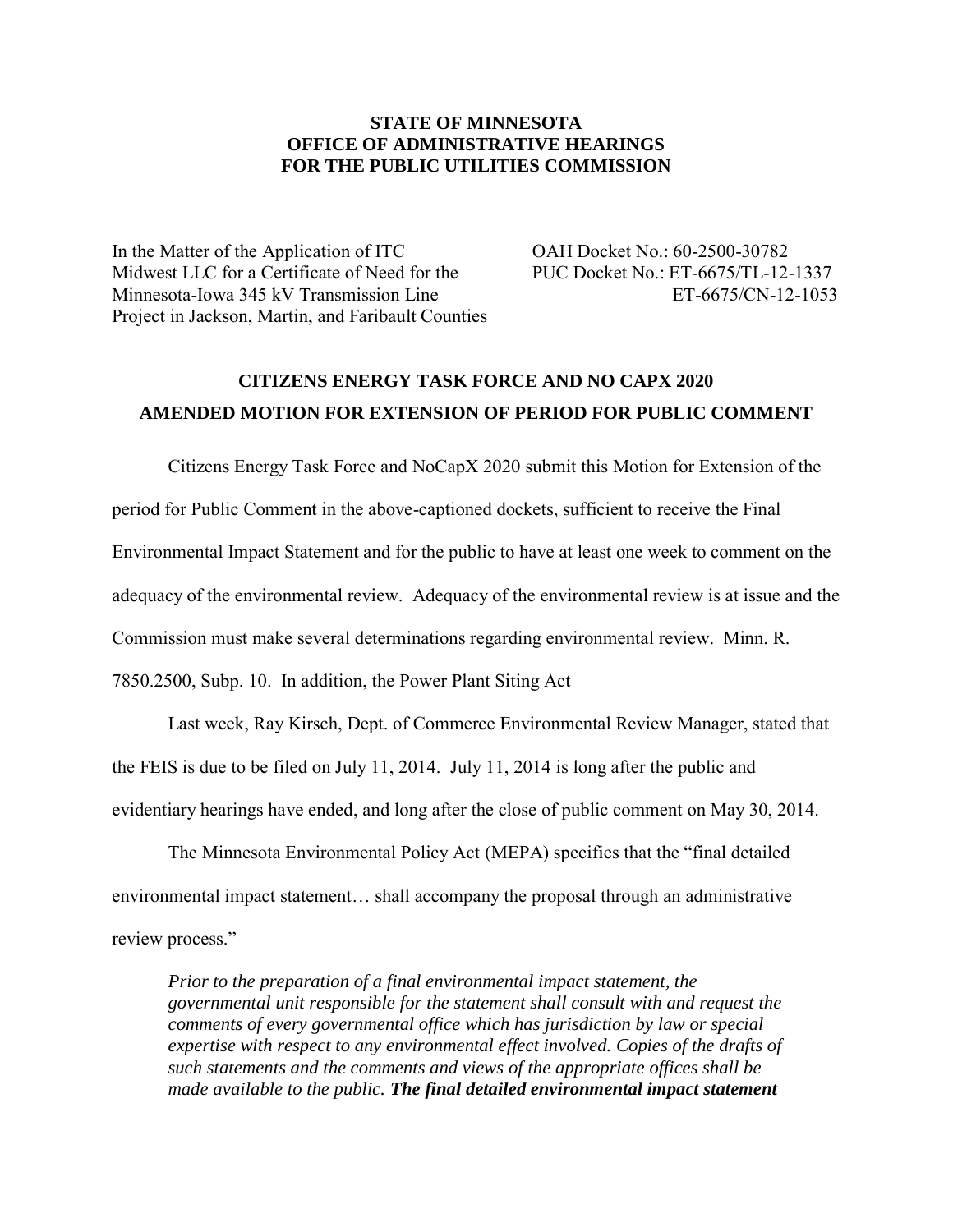**STATE OF MINNESOTA**
**OFFICE OF ADMINISTRATIVE HEARINGS**
**FOR THE PUBLIC UTILITIES COMMISSION**

In the Matter of the Application of ITC Midwest LLC for a Certificate of Need for the Minnesota-Iowa 345 kV Transmission Line Project in Jackson, Martin, and Faribault Counties

OAH Docket No.: 60-2500-30782
PUC Docket No.: ET-6675/TL-12-1337
ET-6675/CN-12-1053

## CITIZENS ENERGY TASK FORCE AND NO CAPX 2020 AMENDED MOTION FOR EXTENSION OF PERIOD FOR PUBLIC COMMENT

Citizens Energy Task Force and NoCapX 2020 submit this Motion for Extension of the period for Public Comment in the above-captioned dockets, sufficient to receive the Final Environmental Impact Statement and for the public to have at least one week to comment on the adequacy of the environmental review. Adequacy of the environmental review is at issue and the Commission must make several determinations regarding environmental review. Minn. R. 7850.2500, Subp. 10. In addition, the Power Plant Siting Act

Last week, Ray Kirsch, Dept. of Commerce Environmental Review Manager, stated that the FEIS is due to be filed on July 11, 2014. July 11, 2014 is long after the public and evidentiary hearings have ended, and long after the close of public comment on May 30, 2014.

The Minnesota Environmental Policy Act (MEPA) specifies that the "final detailed environmental impact statement… shall accompany the proposal through an administrative review process."

> *Prior to the preparation of a final environmental impact statement, the governmental unit responsible for the statement shall consult with and request the comments of every governmental office which has jurisdiction by law or special expertise with respect to any environmental effect involved. Copies of the drafts of such statements and the comments and views of the appropriate offices shall be made available to the public.* ***The final detailed environmental impact statement***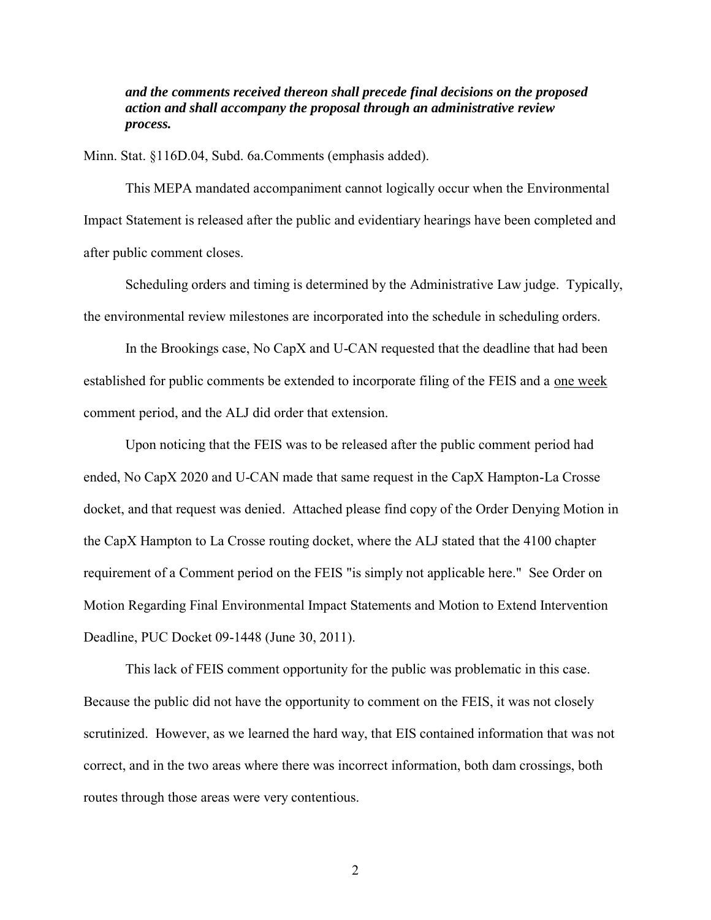***and the comments received thereon shall precede final decisions on the proposed action and shall accompany the proposal through an administrative review process.***

Minn. Stat. §116D.04, Subd. 6a.Comments (emphasis added).

This MEPA mandated accompaniment cannot logically occur when the Environmental Impact Statement is released after the public and evidentiary hearings have been completed and after public comment closes.

Scheduling orders and timing is determined by the Administrative Law judge. Typically, the environmental review milestones are incorporated into the schedule in scheduling orders.

In the Brookings case, No CapX and U-CAN requested that the deadline that had been established for public comments be extended to incorporate filing of the FEIS and a <u>one week</u> comment period, and the ALJ did order that extension.

Upon noticing that the FEIS was to be released after the public comment period had ended, No CapX 2020 and U-CAN made that same request in the CapX Hampton-La Crosse docket, and that request was denied. Attached please find copy of the Order Denying Motion in the CapX Hampton to La Crosse routing docket, where the ALJ stated that the 4100 chapter requirement of a Comment period on the FEIS "is simply not applicable here." See Order on Motion Regarding Final Environmental Impact Statements and Motion to Extend Intervention Deadline, PUC Docket 09-1448 (June 30, 2011).

This lack of FEIS comment opportunity for the public was problematic in this case. Because the public did not have the opportunity to comment on the FEIS, it was not closely scrutinized. However, as we learned the hard way, that EIS contained information that was not correct, and in the two areas where there was incorrect information, both dam crossings, both routes through those areas were very contentious.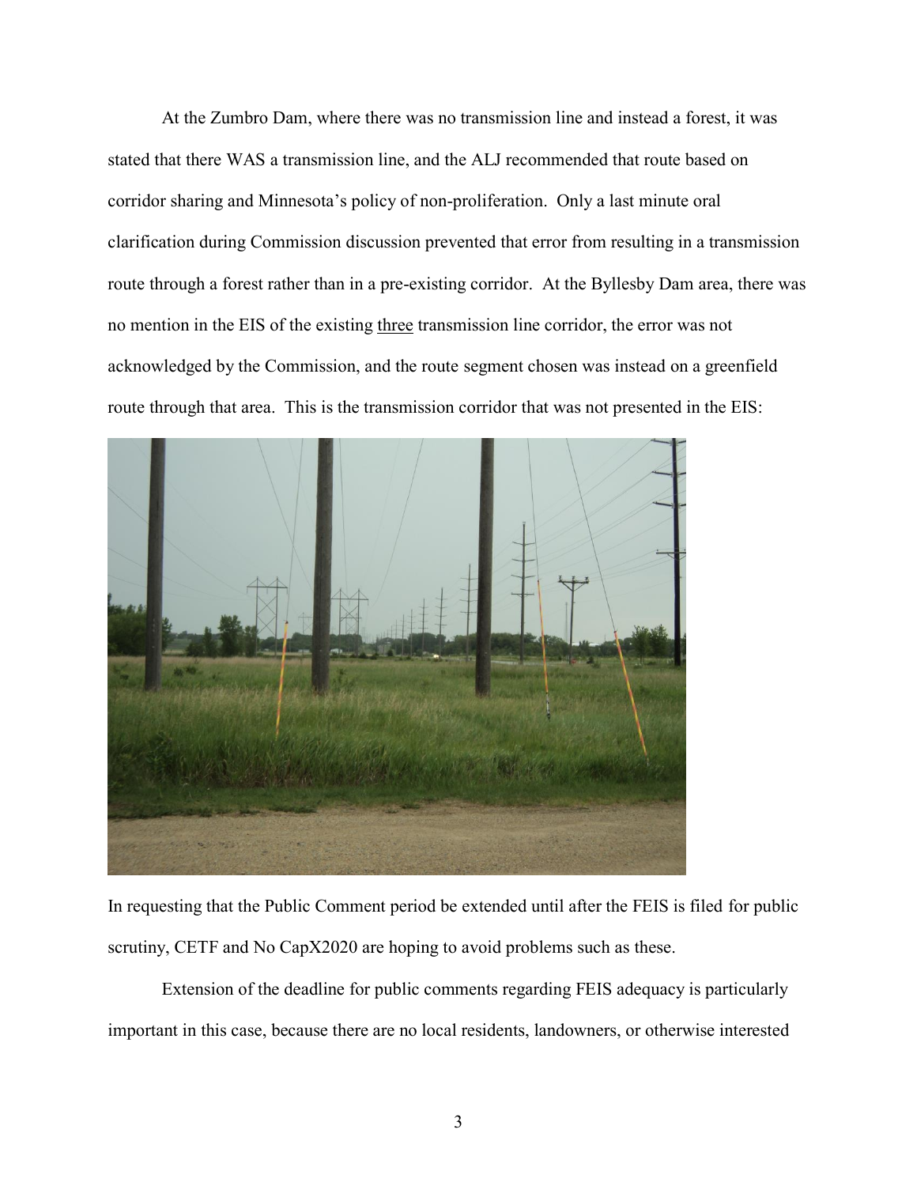At the Zumbro Dam, where there was no transmission line and instead a forest, it was stated that there WAS a transmission line, and the ALJ recommended that route based on corridor sharing and Minnesota's policy of non-proliferation. Only a last minute oral clarification during Commission discussion prevented that error from resulting in a transmission route through a forest rather than in a pre-existing corridor. At the Byllesby Dam area, there was no mention in the EIS of the existing <u>three</u> transmission line corridor, the error was not acknowledged by the Commission, and the route segment chosen was instead on a greenfield route through that area. This is the transmission corridor that was not presented in the EIS:

In requesting that the Public Comment period be extended until after the FEIS is filed for public scrutiny, CETF and No CapX2020 are hoping to avoid problems such as these.

Extension of the deadline for public comments regarding FEIS adequacy is particularly important in this case, because there are no local residents, landowners, or otherwise interested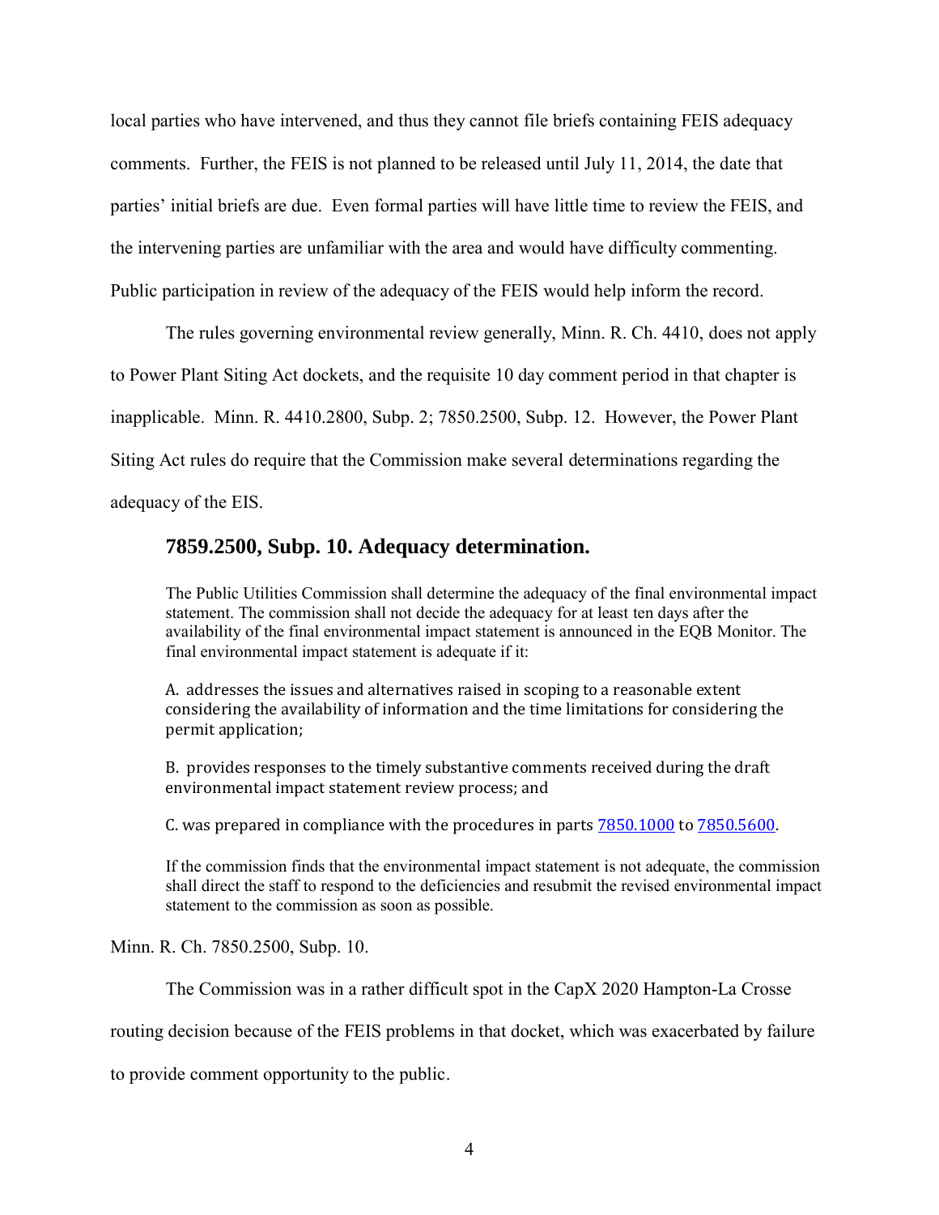local parties who have intervened, and thus they cannot file briefs containing FEIS adequacy comments. Further, the FEIS is not planned to be released until July 11, 2014, the date that parties' initial briefs are due. Even formal parties will have little time to review the FEIS, and the intervening parties are unfamiliar with the area and would have difficulty commenting. Public participation in review of the adequacy of the FEIS would help inform the record.

The rules governing environmental review generally, Minn. R. Ch. 4410, does not apply to Power Plant Siting Act dockets, and the requisite 10 day comment period in that chapter is inapplicable. Minn. R. 4410.2800, Subp. 2; 7850.2500, Subp. 12. However, the Power Plant Siting Act rules do require that the Commission make several determinations regarding the adequacy of the EIS.

> **7859.2500, Subp. 10. Adequacy determination.**
>
> The Public Utilities Commission shall determine the adequacy of the final environmental impact statement. The commission shall not decide the adequacy for at least ten days after the availability of the final environmental impact statement is announced in the EQB Monitor. The final environmental impact statement is adequate if it:
>
> A. addresses the issues and alternatives raised in scoping to a reasonable extent considering the availability of information and the time limitations for considering the permit application;
>
> B. provides responses to the timely substantive comments received during the draft environmental impact statement review process; and
>
> C. was prepared in compliance with the procedures in parts 7850.1000 to 7850.5600.
>
> If the commission finds that the environmental impact statement is not adequate, the commission shall direct the staff to respond to the deficiencies and resubmit the revised environmental impact statement to the commission as soon as possible.

Minn. R. Ch. 7850.2500, Subp. 10.

The Commission was in a rather difficult spot in the CapX 2020 Hampton-La Crosse routing decision because of the FEIS problems in that docket, which was exacerbated by failure to provide comment opportunity to the public.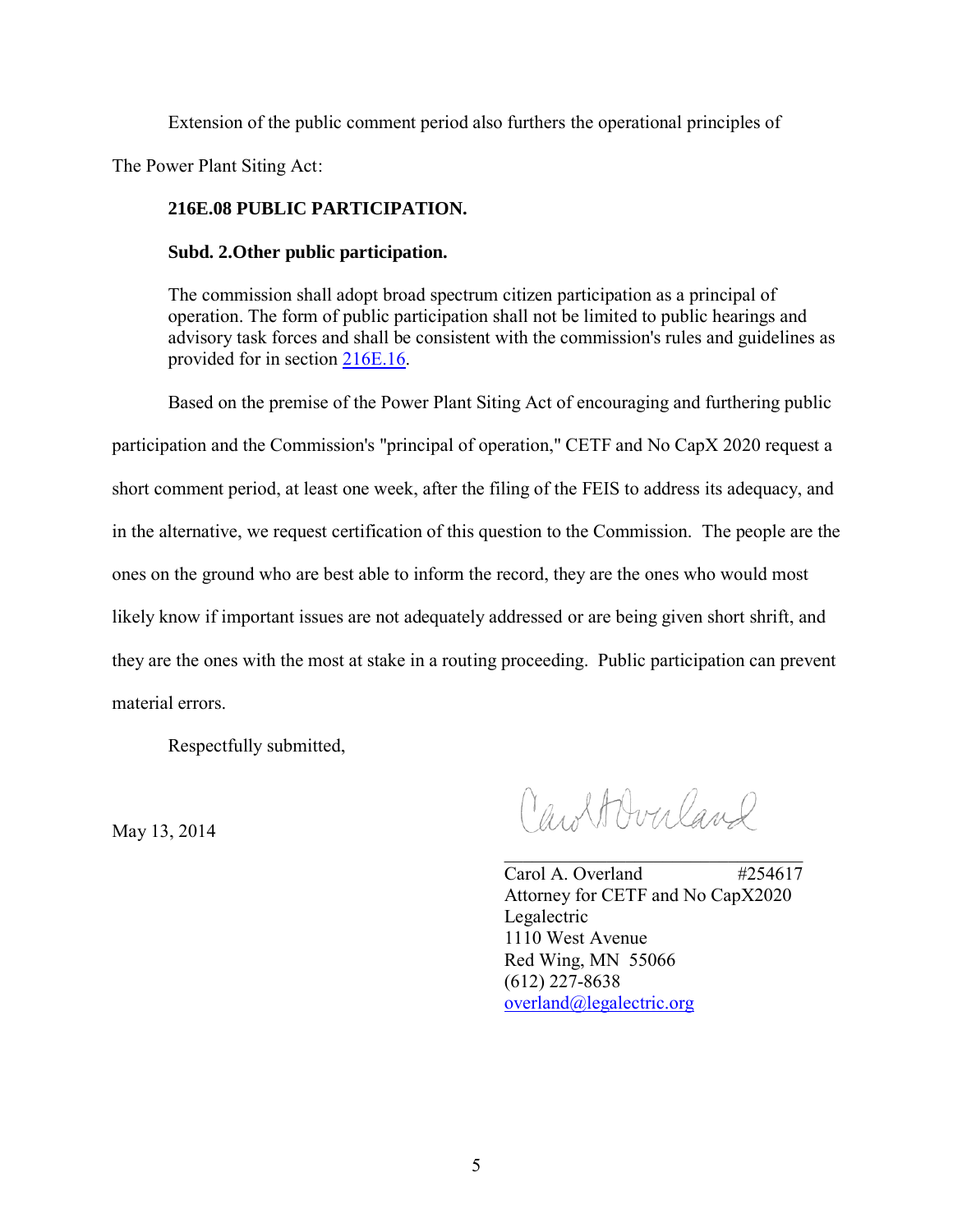Extension of the public comment period also furthers the operational principles of The Power Plant Siting Act:

**216E.08 PUBLIC PARTICIPATION.**

**Subd. 2.Other public participation.**

> The commission shall adopt broad spectrum citizen participation as a principal of operation. The form of public participation shall not be limited to public hearings and advisory task forces and shall be consistent with the commission's rules and guidelines as provided for in section [216E.16](216E.16).

Based on the premise of the Power Plant Siting Act of encouraging and furthering public participation and the Commission's "principal of operation," CETF and No CapX 2020 request a short comment period, at least one week, after the filing of the FEIS to address its adequacy, and in the alternative, we request certification of this question to the Commission. The people are the ones on the ground who are best able to inform the record, they are the ones who would most likely know if important issues are not adequately addressed or are being given short shrift, and they are the ones with the most at stake in a routing proceeding. Public participation can prevent material errors.

Respectfully submitted,

May 13, 2014

Carol A. Overland

\_\_\_\_\_\_\_\_\_\_\_\_\_\_\_\_\_\_\_\_\_\_\_\_\_\_\_\_\_\_\_\_

Carol A. Overland #254617
Attorney for CETF and No CapX2020
Legalectric
1110 West Avenue
Red Wing, MN 55066
(612) 227-8638
[overland@legalectric.org](mailto:overland@legalectric.org)